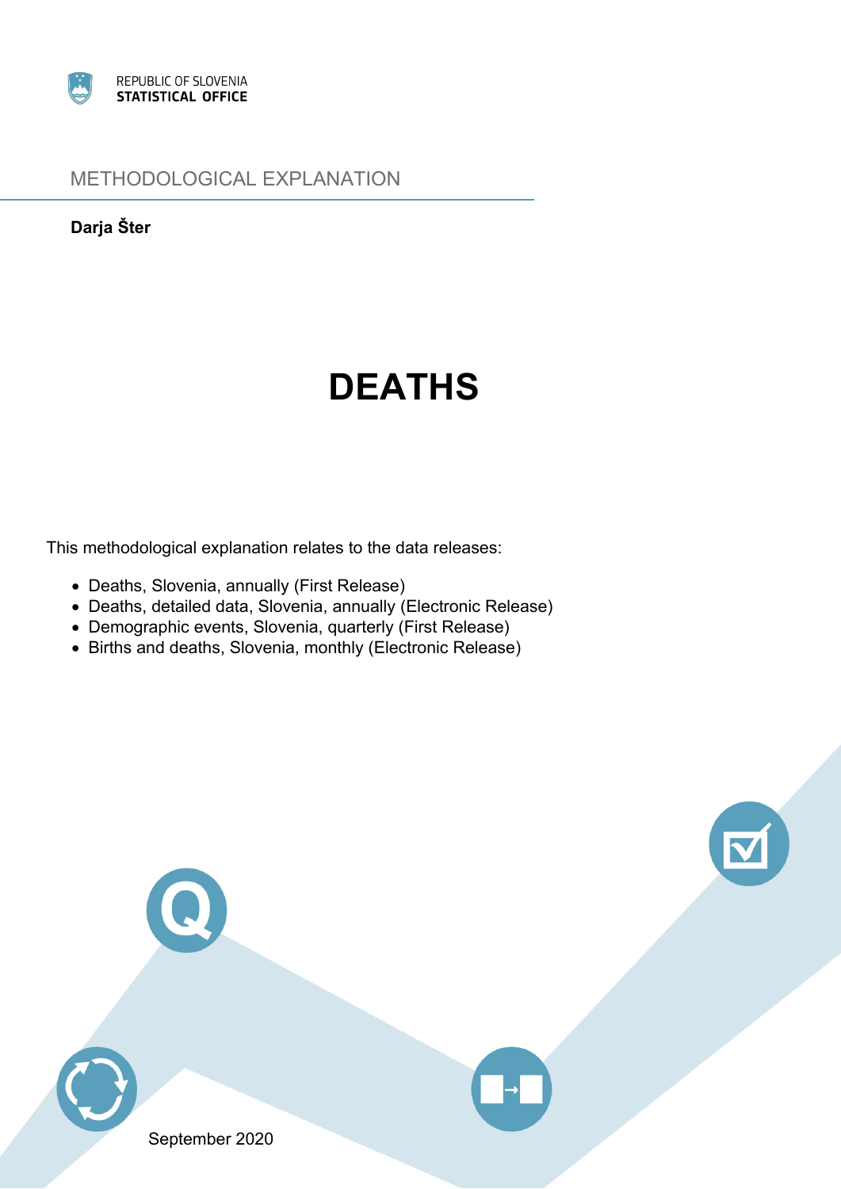REPUBLIC OF SLOVENIA
**STATISTICAL OFFICE**

METHODOLOGICAL EXPLANATION

**Darja Šter**

# DEATHS

This methodological explanation relates to the data releases:

- Deaths, Slovenia, annually (First Release)
- Deaths, detailed data, Slovenia, annually (Electronic Release)
- Demographic events, Slovenia, quarterly (First Release)
- Births and deaths, Slovenia, monthly (Electronic Release)

September 2020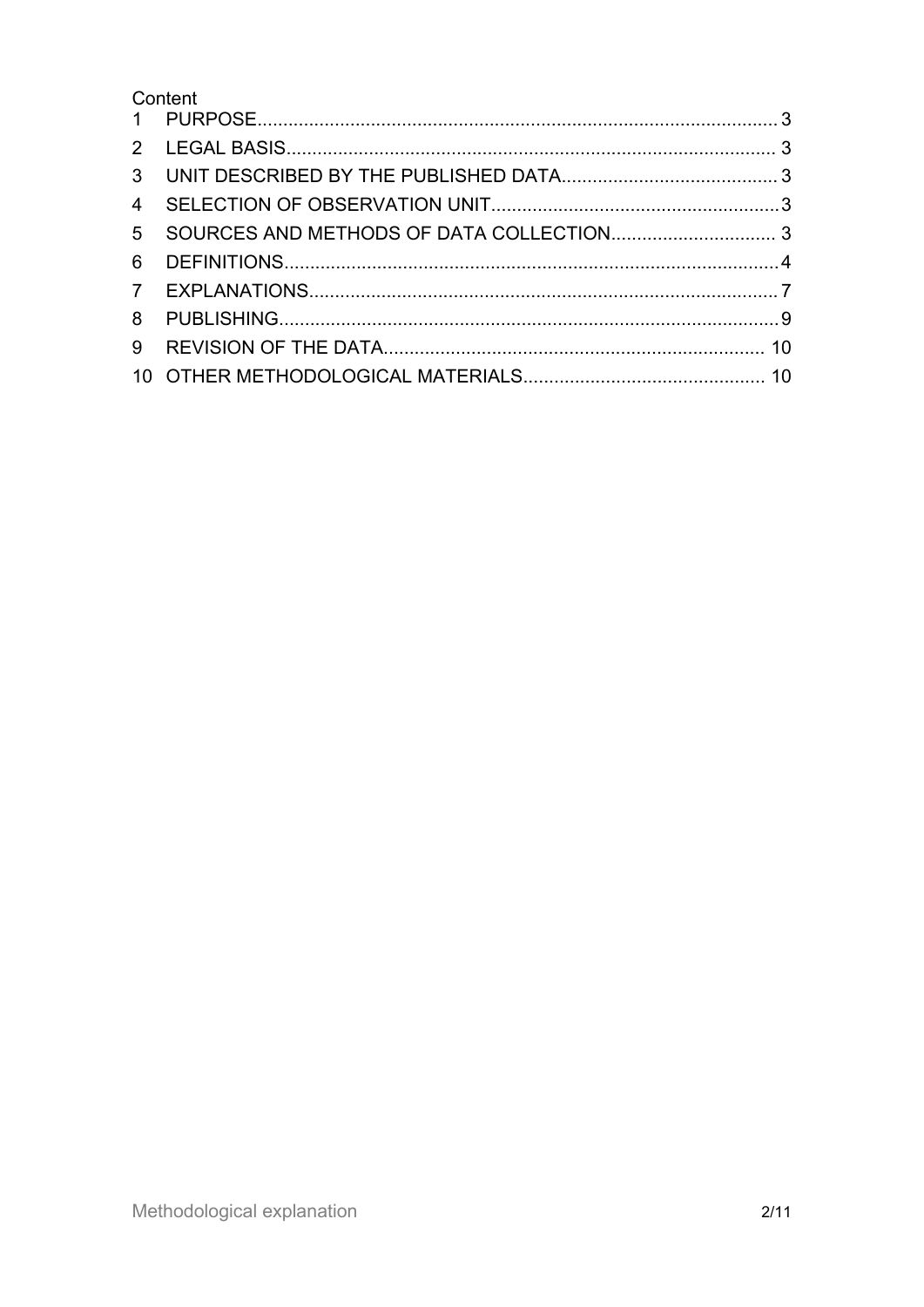Content

1 PURPOSE.................................................................................................... 3
2 LEGAL BASIS.............................................................................................. 3
3 UNIT DESCRIBED BY THE PUBLISHED DATA.......................................... 3
4 SELECTION OF OBSERVATION UNIT....................................................... 3
5 SOURCES AND METHODS OF DATA COLLECTION................................ 3
6 DEFINITIONS............................................................................................... 4
7 EXPLANATIONS.......................................................................................... 7
8 PUBLISHING................................................................................................ 9
9 REVISION OF THE DATA......................................................................... 10
10 OTHER METHODOLOGICAL MATERIALS.............................................. 10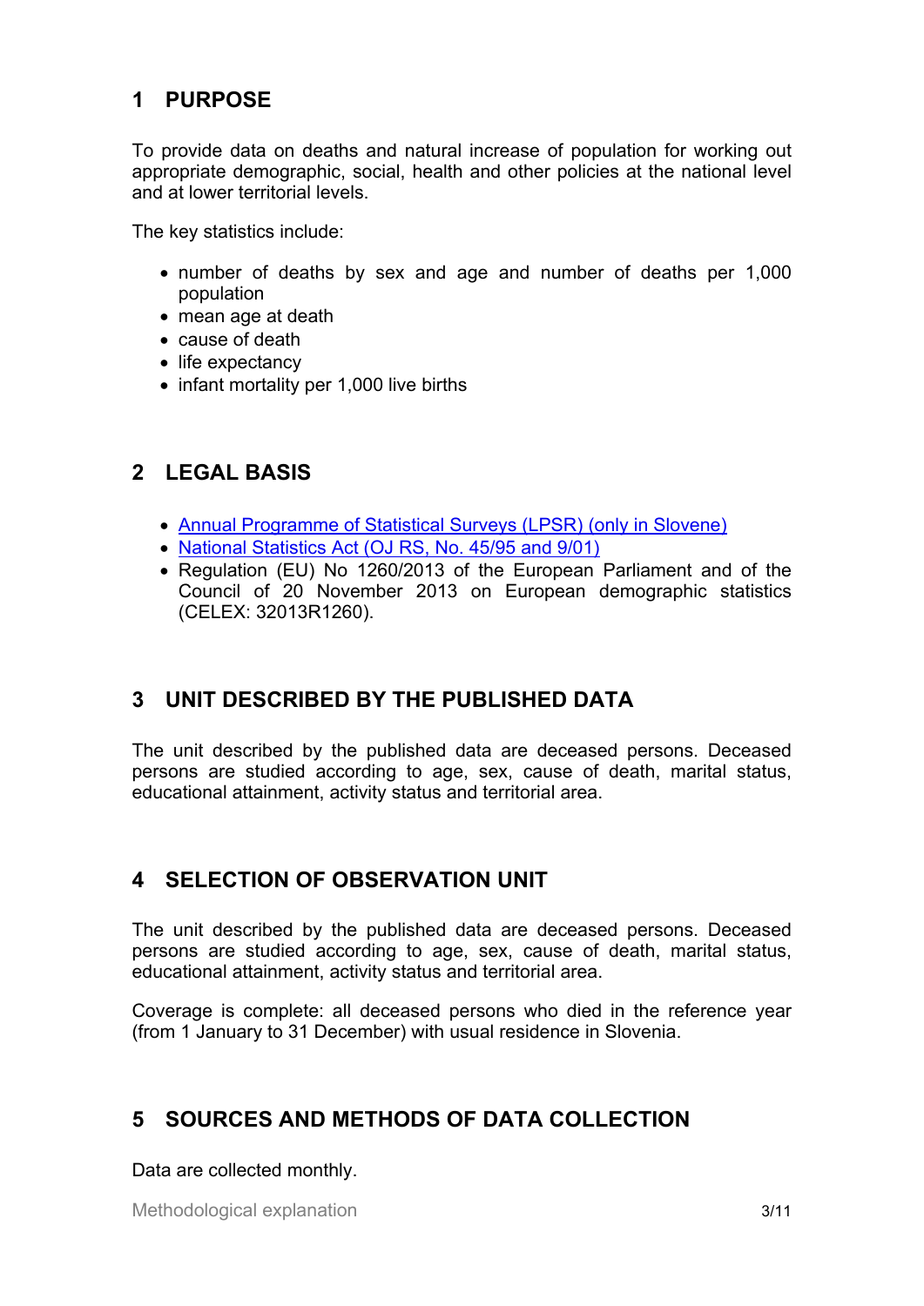## 1 PURPOSE

To provide data on deaths and natural increase of population for working out appropriate demographic, social, health and other policies at the national level and at lower territorial levels.

The key statistics include:

- number of deaths by sex and age and number of deaths per 1,000 population
- mean age at death
- cause of death
- life expectancy
- infant mortality per 1,000 live births

## 2 LEGAL BASIS

- Annual Programme of Statistical Surveys (LPSR) (only in Slovene)
- National Statistics Act (OJ RS, No. 45/95 and 9/01)
- Regulation (EU) No 1260/2013 of the European Parliament and of the Council of 20 November 2013 on European demographic statistics (CELEX: 32013R1260).

## 3 UNIT DESCRIBED BY THE PUBLISHED DATA

The unit described by the published data are deceased persons. Deceased persons are studied according to age, sex, cause of death, marital status, educational attainment, activity status and territorial area.

## 4 SELECTION OF OBSERVATION UNIT

The unit described by the published data are deceased persons. Deceased persons are studied according to age, sex, cause of death, marital status, educational attainment, activity status and territorial area.

Coverage is complete: all deceased persons who died in the reference year (from 1 January to 31 December) with usual residence in Slovenia.

## 5 SOURCES AND METHODS OF DATA COLLECTION

Data are collected monthly.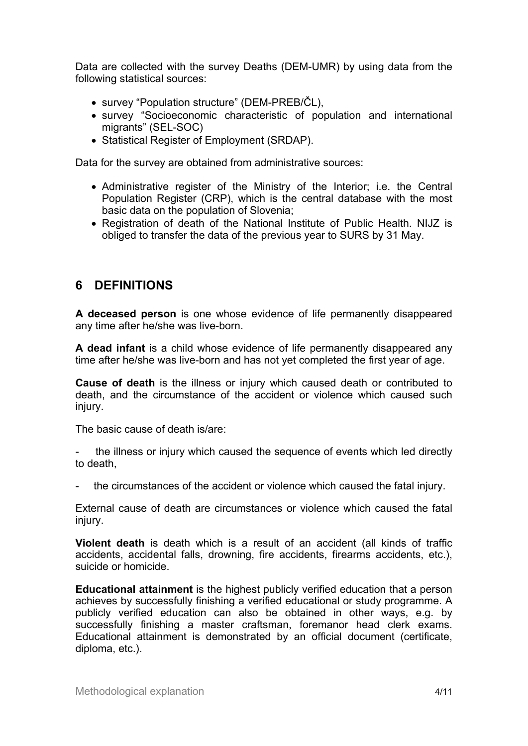Data are collected with the survey Deaths (DEM-UMR) by using data from the following statistical sources:

- survey “Population structure” (DEM-PREB/ČL),
- survey “Socioeconomic characteristic of population and international migrants” (SEL-SOC)
- Statistical Register of Employment (SRDAP).

Data for the survey are obtained from administrative sources:

- Administrative register of the Ministry of the Interior; i.e. the Central Population Register (CRP), which is the central database with the most basic data on the population of Slovenia;
- Registration of death of the National Institute of Public Health. NIJZ is obliged to transfer the data of the previous year to SURS by 31 May.

## 6 DEFINITIONS

**A deceased person** is one whose evidence of life permanently disappeared any time after he/she was live-born.

**A dead infant** is a child whose evidence of life permanently disappeared any time after he/she was live-born and has not yet completed the first year of age.

**Cause of death** is the illness or injury which caused death or contributed to death, and the circumstance of the accident or violence which caused such injury.

The basic cause of death is/are:

- the illness or injury which caused the sequence of events which led directly to death,
- the circumstances of the accident or violence which caused the fatal injury.

External cause of death are circumstances or violence which caused the fatal injury.

**Violent death** is death which is a result of an accident (all kinds of traffic accidents, accidental falls, drowning, fire accidents, firearms accidents, etc.), suicide or homicide.

**Educational attainment** is the highest publicly verified education that a person achieves by successfully finishing a verified educational or study programme. A publicly verified education can also be obtained in other ways, e.g. by successfully finishing a master craftsman, foremanor head clerk exams. Educational attainment is demonstrated by an official document (certificate, diploma, etc.).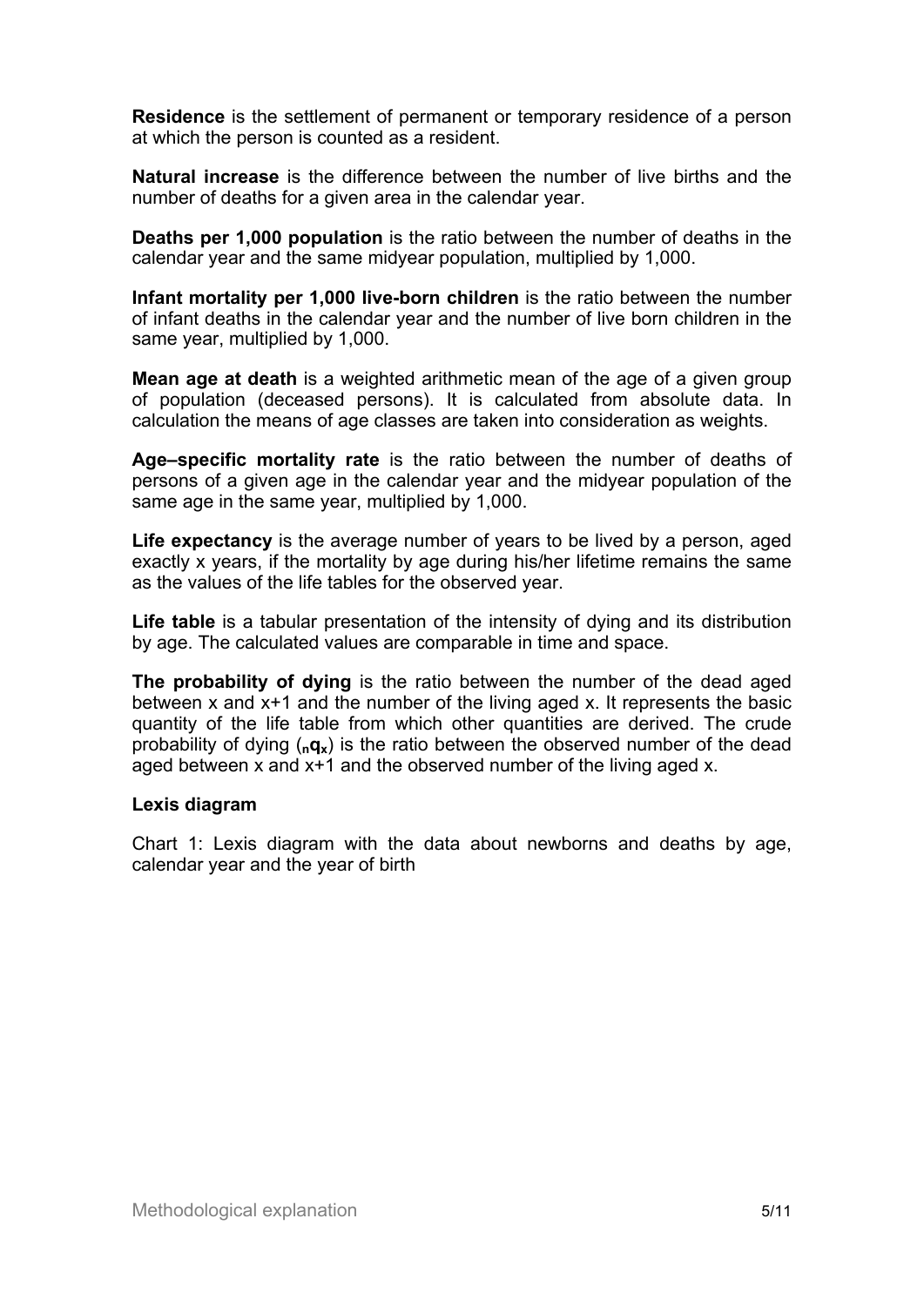**Residence** is the settlement of permanent or temporary residence of a person at which the person is counted as a resident.

**Natural increase** is the difference between the number of live births and the number of deaths for a given area in the calendar year.

**Deaths per 1,000 population** is the ratio between the number of deaths in the calendar year and the same midyear population, multiplied by 1,000.

**Infant mortality per 1,000 live-born children** is the ratio between the number of infant deaths in the calendar year and the number of live born children in the same year, multiplied by 1,000.

**Mean age at death** is a weighted arithmetic mean of the age of a given group of population (deceased persons). It is calculated from absolute data. In calculation the means of age classes are taken into consideration as weights.

**Age–specific mortality rate** is the ratio between the number of deaths of persons of a given age in the calendar year and the midyear population of the same age in the same year, multiplied by 1,000.

**Life expectancy** is the average number of years to be lived by a person, aged exactly x years, if the mortality by age during his/her lifetime remains the same as the values of the life tables for the observed year.

**Life table** is a tabular presentation of the intensity of dying and its distribution by age. The calculated values are comparable in time and space.

**The probability of dying** is the ratio between the number of the dead aged between x and x+1 and the number of the living aged x. It represents the basic quantity of the life table from which other quantities are derived. The crude probability of dying (${}_{n}q_{x}$) is the ratio between the observed number of the dead aged between x and x+1 and the observed number of the living aged x.

**Lexis diagram**

Chart 1: Lexis diagram with the data about newborns and deaths by age, calendar year and the year of birth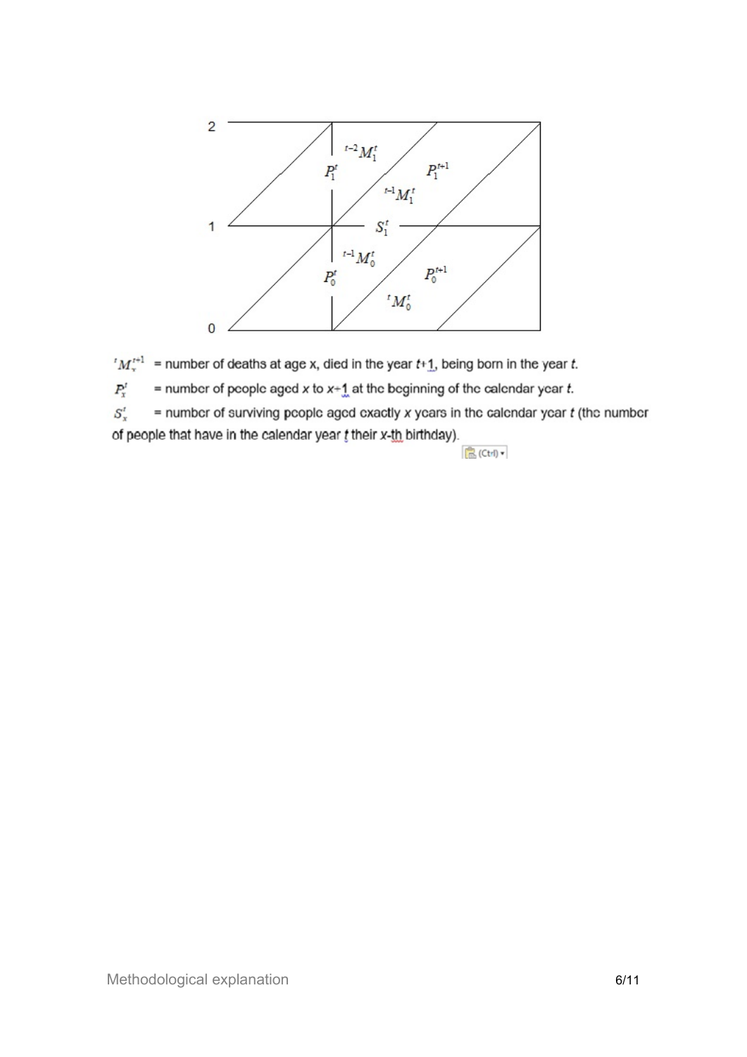| | | | |
|---|---|---|---|
| 2 | | | |
| | $P_1^t$ | ${}^{t-2}M_1^t$ ${}^{t-1}M_1^t$ | $P_1^{t+1}$ |
| 1 | | $S_1^t$ | |
| | $P_0^t$ | ${}^{t-1}M_0^t$ ${}^{t}M_0^t$ | $P_0^{t+1}$ |
| 0 | | | |

${}^{t}M_x^{t+1}$ = number of deaths at age x, died in the year $t+1$, being born in the year $t$.

$P_x^t$ = number of people aged $x$ to $x+1$ at the beginning of the calendar year $t$.

$S_x^t$ = number of surviving people aged exactly $x$ years in the calendar year $t$ (the number of people that have in the calendar year $t$ their $x$-th birthday).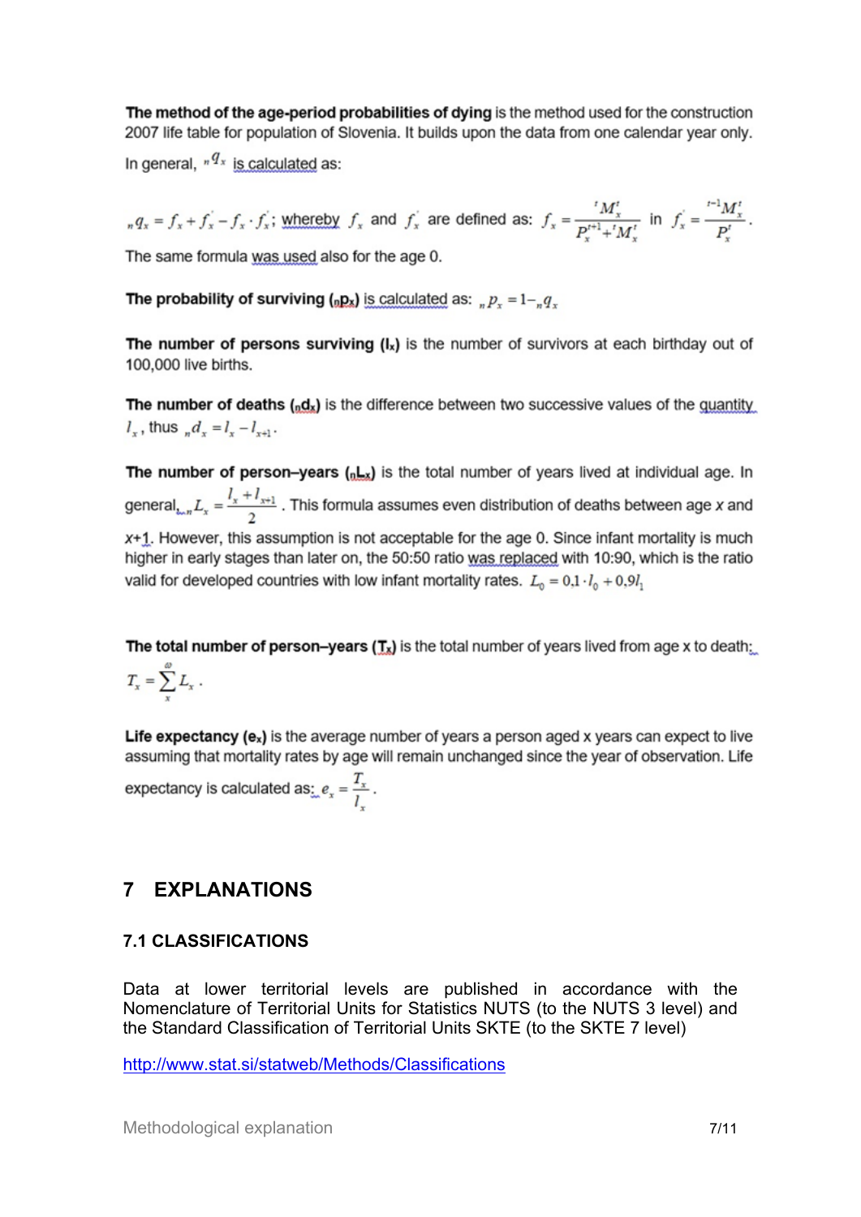**The method of the age-period probabilities of dying** is the method used for the construction 2007 life table for population of Slovenia. It builds upon the data from one calendar year only.

In general, ${}_nq_x$ is calculated as:

${}_nq_x = f_x + f_x' - f_x \cdot f_x'$; whereby $f_x$ and $f_x'$ are defined as: $f_x = \frac{{}^tM_x^t}{P_x^{t+1} + {}^tM_x^t}$ in $f_x' = \frac{{}^{t-1}M_x^t}{P_x^t}$.

The same formula was used also for the age 0.

**The probability of surviving (${}_np_x$)** is calculated as: ${}_np_x = 1 - {}_nq_x$

**The number of persons surviving ($l_x$)** is the number of survivors at each birthday out of 100,000 live births.

**The number of deaths (${}_nd_x$)** is the difference between two successive values of the quantity $l_x$, thus ${}_nd_x = l_x - l_{x+1}$.

**The number of person–years (${}_nL_x$)** is the total number of years lived at individual age. In general, ${}_nL_x = \frac{l_x + l_{x+1}}{2}$. This formula assumes even distribution of deaths between age *x* and *x*+1. However, this assumption is not acceptable for the age 0. Since infant mortality is much higher in early stages than later on, the 50:50 ratio was replaced with 10:90, which is the ratio valid for developed countries with low infant mortality rates. $L_0 = 0{,}1 \cdot l_0 + 0{,}9 l_1$

**The total number of person–years ($T_x$)** is the total number of years lived from age x to death: $T_x = \sum_x^{\omega} L_x$.

**Life expectancy ($e_x$)** is the average number of years a person aged x years can expect to live assuming that mortality rates by age will remain unchanged since the year of observation. Life expectancy is calculated as: $e_x = \frac{T_x}{l_x}$.

# 7 EXPLANATIONS

## 7.1 CLASSIFICATIONS

Data at lower territorial levels are published in accordance with the Nomenclature of Territorial Units for Statistics NUTS (to the NUTS 3 level) and the Standard Classification of Territorial Units SKTE (to the SKTE 7 level)

http://www.stat.si/statweb/Methods/Classifications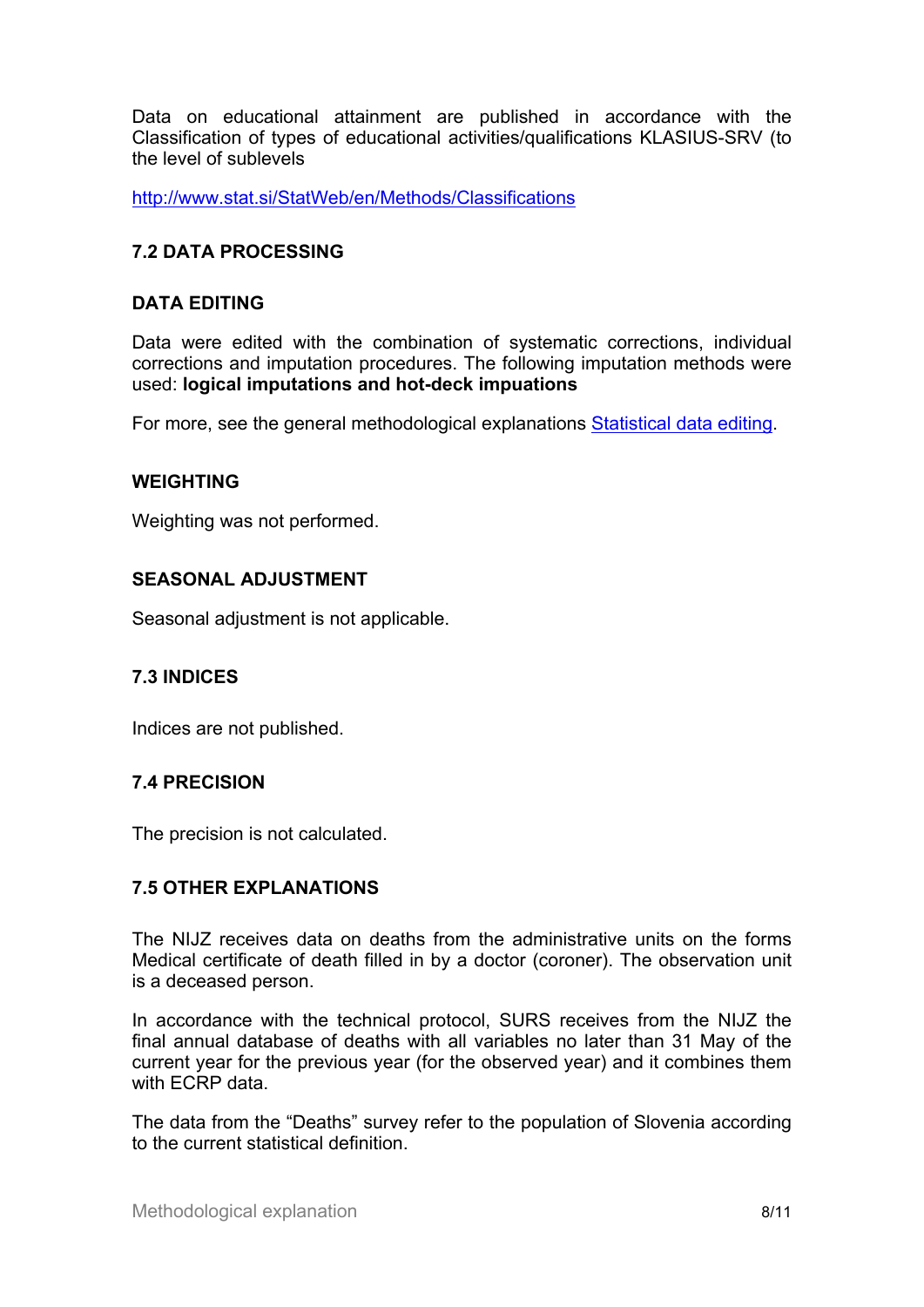Data on educational attainment are published in accordance with the Classification of types of educational activities/qualifications KLASIUS-SRV (to the level of sublevels

http://www.stat.si/StatWeb/en/Methods/Classifications

## 7.2 DATA PROCESSING

### DATA EDITING

Data were edited with the combination of systematic corrections, individual corrections and imputation procedures. The following imputation methods were used: **logical imputations and hot-deck impuations**

For more, see the general methodological explanations Statistical data editing.

### WEIGHTING

Weighting was not performed.

### SEASONAL ADJUSTMENT

Seasonal adjustment is not applicable.

## 7.3 INDICES

Indices are not published.

## 7.4 PRECISION

The precision is not calculated.

## 7.5 OTHER EXPLANATIONS

The NIJZ receives data on deaths from the administrative units on the forms Medical certificate of death filled in by a doctor (coroner). The observation unit is a deceased person.

In accordance with the technical protocol, SURS receives from the NIJZ the final annual database of deaths with all variables no later than 31 May of the current year for the previous year (for the observed year) and it combines them with ECRP data.

The data from the "Deaths" survey refer to the population of Slovenia according to the current statistical definition.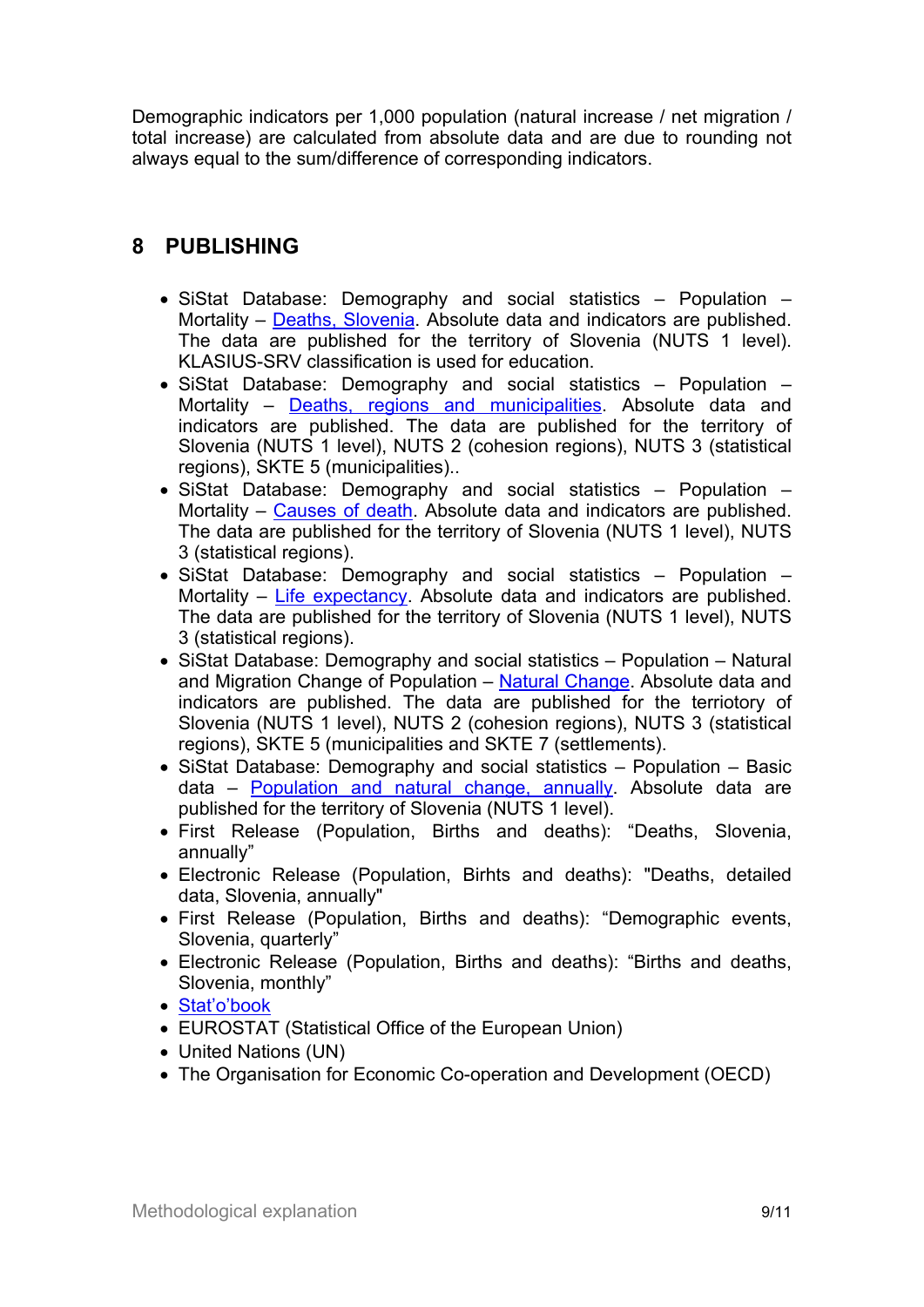Demographic indicators per 1,000 population (natural increase / net migration / total increase) are calculated from absolute data and are due to rounding not always equal to the sum/difference of corresponding indicators.

## 8 PUBLISHING

- SiStat Database: Demography and social statistics – Population – Mortality – Deaths, Slovenia. Absolute data and indicators are published. The data are published for the territory of Slovenia (NUTS 1 level). KLASIUS-SRV classification is used for education.
- SiStat Database: Demography and social statistics – Population – Mortality – Deaths, regions and municipalities. Absolute data and indicators are published. The data are published for the territory of Slovenia (NUTS 1 level), NUTS 2 (cohesion regions), NUTS 3 (statistical regions), SKTE 5 (municipalities)..
- SiStat Database: Demography and social statistics – Population – Mortality – Causes of death. Absolute data and indicators are published. The data are published for the territory of Slovenia (NUTS 1 level), NUTS 3 (statistical regions).
- SiStat Database: Demography and social statistics – Population – Mortality – Life expectancy. Absolute data and indicators are published. The data are published for the territory of Slovenia (NUTS 1 level), NUTS 3 (statistical regions).
- SiStat Database: Demography and social statistics – Population – Natural and Migration Change of Population – Natural Change. Absolute data and indicators are published. The data are published for the terriotory of Slovenia (NUTS 1 level), NUTS 2 (cohesion regions), NUTS 3 (statistical regions), SKTE 5 (municipalities and SKTE 7 (settlements).
- SiStat Database: Demography and social statistics – Population – Basic data – Population and natural change, annually. Absolute data are published for the territory of Slovenia (NUTS 1 level).
- First Release (Population, Births and deaths): "Deaths, Slovenia, annually"
- Electronic Release (Population, Birhts and deaths): "Deaths, detailed data, Slovenia, annually"
- First Release (Population, Births and deaths): "Demographic events, Slovenia, quarterly"
- Electronic Release (Population, Births and deaths): "Births and deaths, Slovenia, monthly"
- Stat'o'book
- EUROSTAT (Statistical Office of the European Union)
- United Nations (UN)
- The Organisation for Economic Co-operation and Development (OECD)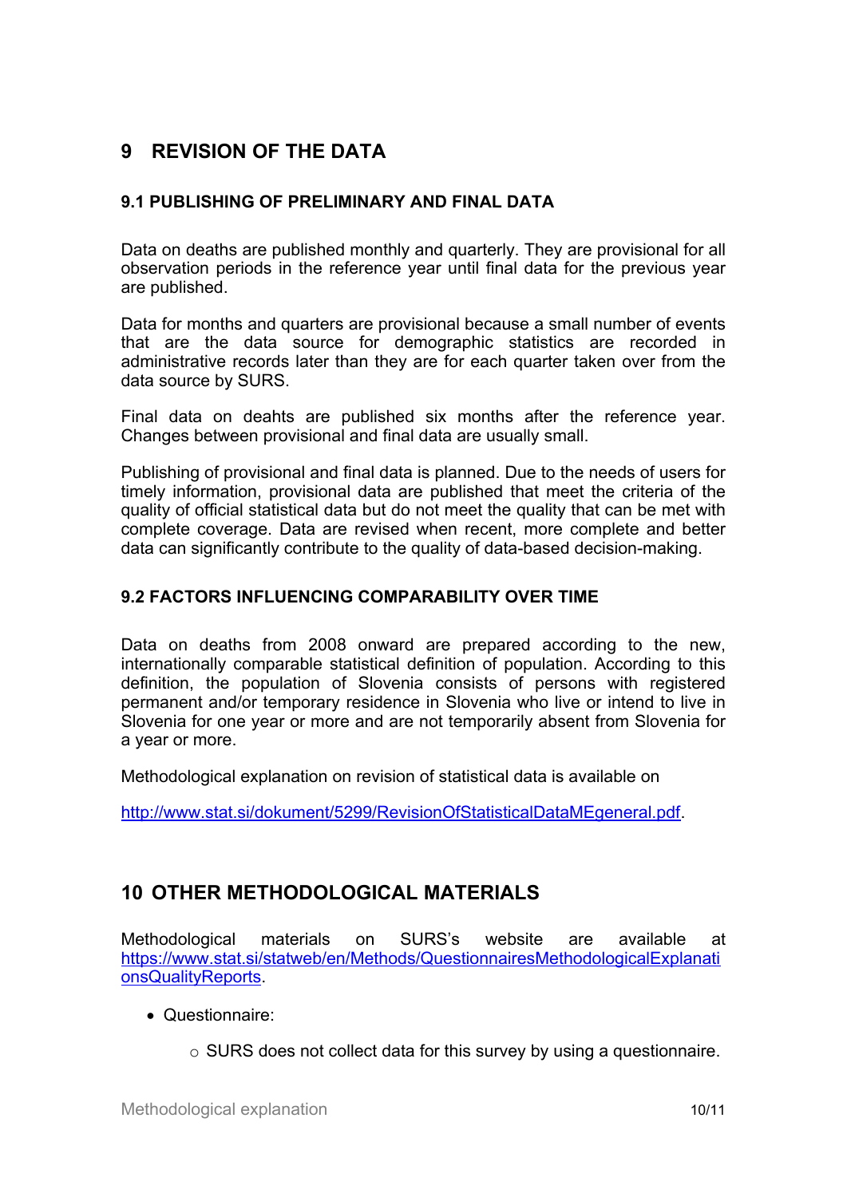# 9 REVISION OF THE DATA

## 9.1 PUBLISHING OF PRELIMINARY AND FINAL DATA

Data on deaths are published monthly and quarterly. They are provisional for all observation periods in the reference year until final data for the previous year are published.

Data for months and quarters are provisional because a small number of events that are the data source for demographic statistics are recorded in administrative records later than they are for each quarter taken over from the data source by SURS.

Final data on deahts are published six months after the reference year. Changes between provisional and final data are usually small.

Publishing of provisional and final data is planned. Due to the needs of users for timely information, provisional data are published that meet the criteria of the quality of official statistical data but do not meet the quality that can be met with complete coverage. Data are revised when recent, more complete and better data can significantly contribute to the quality of data-based decision-making.

## 9.2 FACTORS INFLUENCING COMPARABILITY OVER TIME

Data on deaths from 2008 onward are prepared according to the new, internationally comparable statistical definition of population. According to this definition, the population of Slovenia consists of persons with registered permanent and/or temporary residence in Slovenia who live or intend to live in Slovenia for one year or more and are not temporarily absent from Slovenia for a year or more.

Methodological explanation on revision of statistical data is available on

http://www.stat.si/dokument/5299/RevisionOfStatisticalDataMEgeneral.pdf.

# 10 OTHER METHODOLOGICAL MATERIALS

Methodological materials on SURS's website are available at https://www.stat.si/statweb/en/Methods/QuestionnairesMethodologicalExplanationsQualityReports.

- Questionnaire:
  - SURS does not collect data for this survey by using a questionnaire.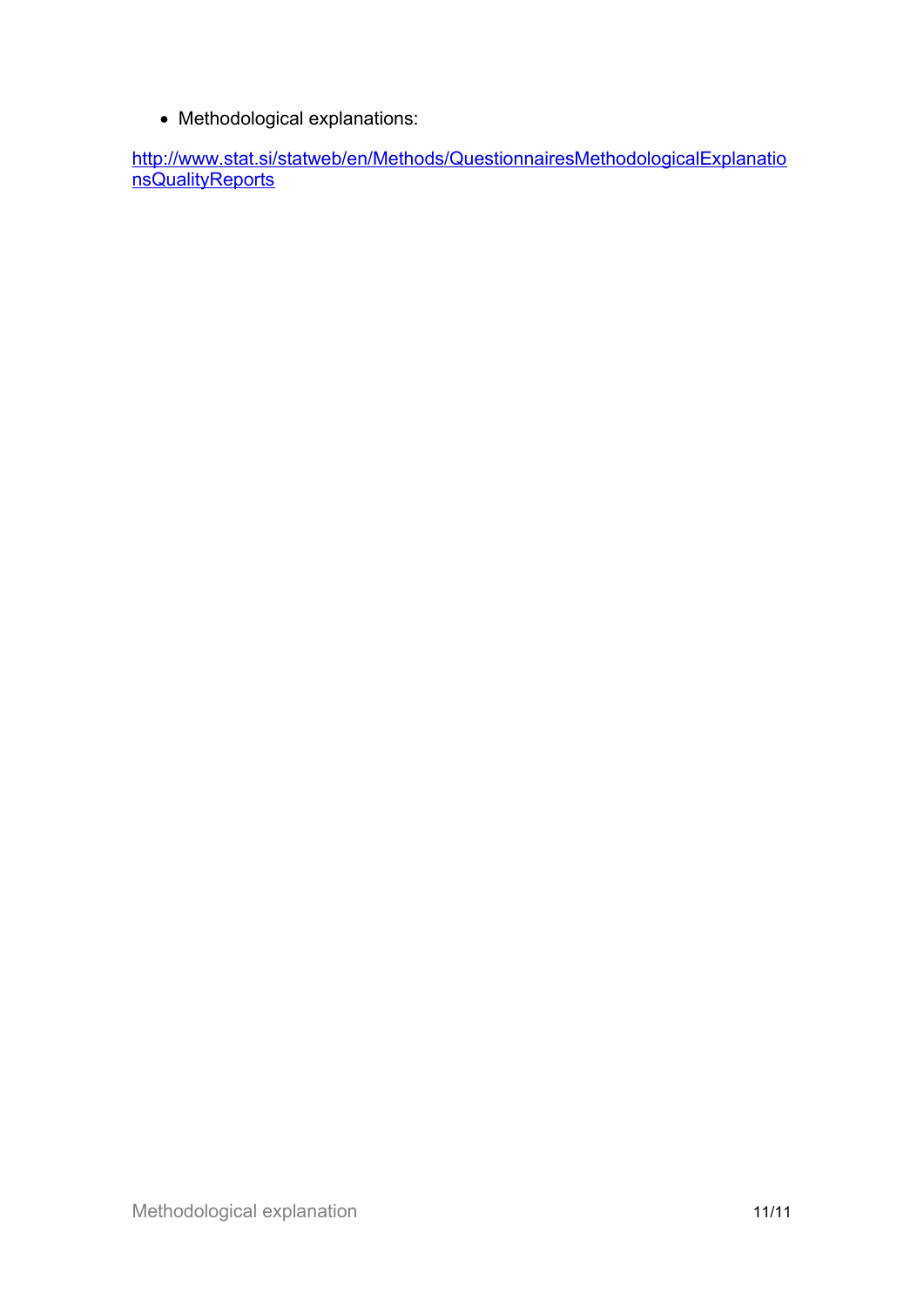- Methodological explanations:

http://www.stat.si/statweb/en/Methods/QuestionnairesMethodologicalExplanationsQualityReports